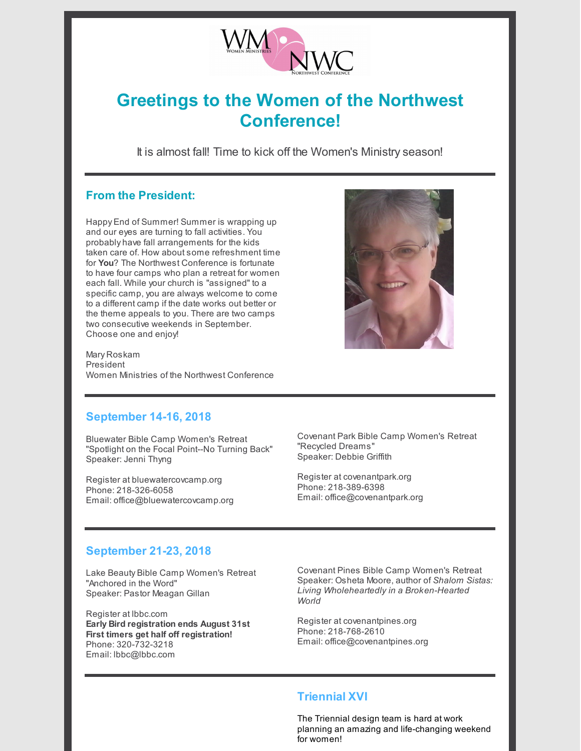# Greetings to the Women of the Northwest Conference!

It is almost fall! Time to kick off the Women's Ministry season!

## From the President:

Happy End of Summer! Summer is wrapping up and our eyes are turning to fall activities. You probably have fall arrangements for the kids taken care of. How about some refreshment time for **You**? The Northwest Conference is fortunate to have four camps who plan a retreat for women each fall. While your church is "assigned" to a specific camp, you are always welcome to come to a different camp if the date works out better or the theme appeals to you. There are two camps two consecutive weekends in September. Choose one and enjoy!

Mary Roskam
President
Women Ministries of the Northwest Conference

## September 14-16, 2018

Bluewater Bible Camp Women's Retreat
"Spotlight on the Focal Point--No Turning Back"
Speaker: Jenni Thyng

Register at bluewatercovcamp.org
Phone: 218-326-6058
Email: office@bluewatercovcamp.org

Covenant Park Bible Camp Women's Retreat
"Recycled Dreams"
Speaker: Debbie Griffith

Register at covenantpark.org
Phone: 218-389-6398
Email: office@covenantpark.org

## September 21-23, 2018

Lake Beauty Bible Camp Women's Retreat
"Anchored in the Word"
Speaker: Pastor Meagan Gillan

Register at lbbc.com
**Early Bird registration ends August 31st**
**First timers get half off registration!**
Phone: 320-732-3218
Email: lbbc@lbbc.com

Covenant Pines Bible Camp Women's Retreat
Speaker: Osheta Moore, author of *Shalom Sistas: Living Wholeheartedly in a Broken-Hearted World*

Register at covenantpines.org
Phone: 218-768-2610
Email: office@covenantpines.org

## Triennial XVI

The Triennial design team is hard at work planning an amazing and life-changing weekend for women!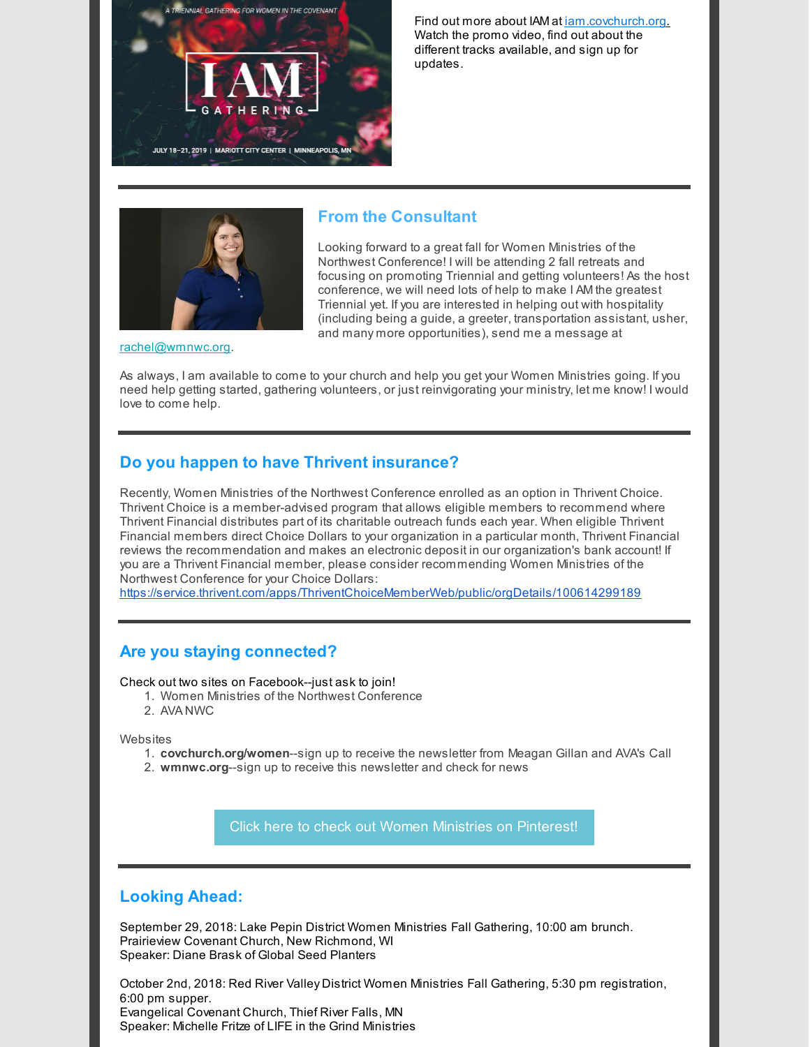Find out more about IAM at [iam.covchurch.org](iam.covchurch.org). Watch the promo video, find out about the different tracks available, and sign up for updates.

---

## From the Consultant

Looking forward to a great fall for Women Ministries of the Northwest Conference! I will be attending 2 fall retreats and focusing on promoting Triennial and getting volunteers! As the host conference, we will need lots of help to make I AM the greatest Triennial yet. If you are interested in helping out with hospitality (including being a guide, a greeter, transportation assistant, usher, and many more opportunities), send me a message at rachel@wmnwc.org.

As always, I am available to come to your church and help you get your Women Ministries going. If you need help getting started, gathering volunteers, or just reinvigorating your ministry, let me know! I would love to come help.

---

## Do you happen to have Thrivent insurance?

Recently, Women Ministries of the Northwest Conference enrolled as an option in Thrivent Choice. Thrivent Choice is a member-advised program that allows eligible members to recommend where Thrivent Financial distributes part of its charitable outreach funds each year. When eligible Thrivent Financial members direct Choice Dollars to your organization in a particular month, Thrivent Financial reviews the recommendation and makes an electronic deposit in our organization's bank account! If you are a Thrivent Financial member, please consider recommending Women Ministries of the Northwest Conference for your Choice Dollars: https://service.thrivent.com/apps/ThriventChoiceMemberWeb/public/orgDetails/100614299189

---

## Are you staying connected?

Check out two sites on Facebook--just ask to join!

1. Women Ministries of the Northwest Conference
2. AVA NWC

Websites

1. **covchurch.org/women**--sign up to receive the newsletter from Meagan Gillan and AVA's Call
2. **wmnwc.org**--sign up to receive this newsletter and check for news

Click here to check out Women Ministries on Pinterest!

---

## Looking Ahead:

September 29, 2018: Lake Pepin District Women Ministries Fall Gathering, 10:00 am brunch.
Prairieview Covenant Church, New Richmond, WI
Speaker: Diane Brask of Global Seed Planters

October 2nd, 2018: Red River Valley District Women Ministries Fall Gathering, 5:30 pm registration, 6:00 pm supper.
Evangelical Covenant Church, Thief River Falls, MN
Speaker: Michelle Fritze of LIFE in the Grind Ministries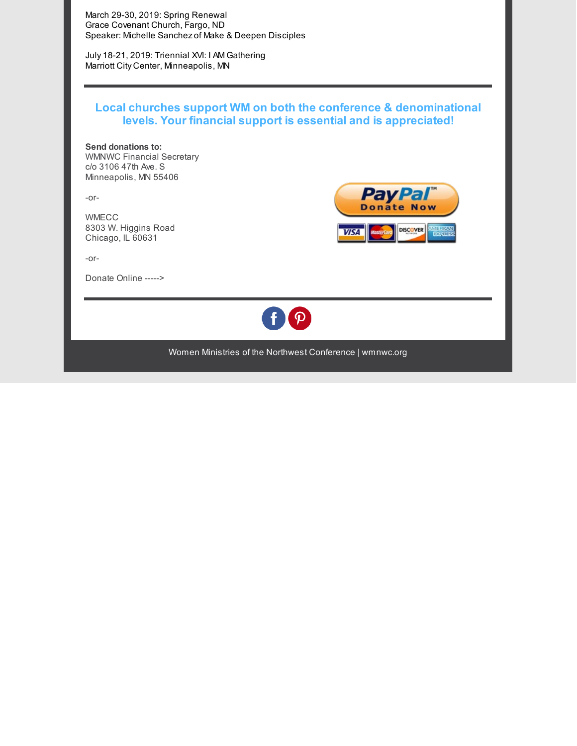March 29-30, 2019: Spring Renewal
Grace Covenant Church, Fargo, ND
Speaker: Michelle Sanchez of Make & Deepen Disciples

July 18-21, 2019: Triennial XVI: I AM Gathering
Marriott City Center, Minneapolis, MN

---

## Local churches support WM on both the conference & denominational levels. Your financial support is essential and is appreciated!

**Send donations to:**
WMNWC Financial Secretary
c/o 3106 47th Ave. S
Minneapolis, MN 55406

-or-

WMECC
8303 W. Higgins Road
Chicago, IL 60631

-or-

Donate Online ----->

---

Women Ministries of the Northwest Conference | wmnwc.org